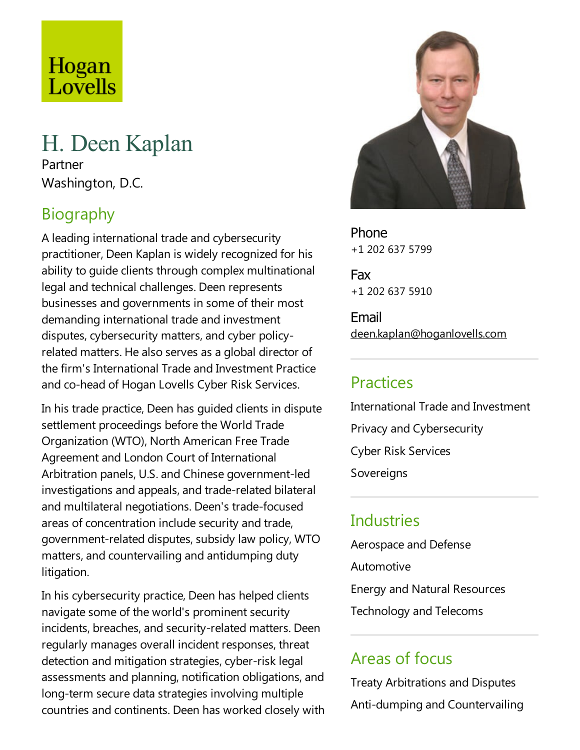Hogan Lovells

# H. Deen Kaplan

Partner

Washington, D.C.

## Biography

A leading international trade and cybersecurity practitioner, Deen Kaplan is widely recognized for his ability to guide clients through complex multinational legal and technical challenges. Deen represents businesses and governments in some of their most demanding international trade and investment disputes, cybersecurity matters, and cyber policy-related matters. He also serves as a global director of the firm's International Trade and Investment Practice and co-head of Hogan Lovells Cyber Risk Services.

In his trade practice, Deen has guided clients in dispute settlement proceedings before the World Trade Organization (WTO), North American Free Trade Agreement and London Court of International Arbitration panels, U.S. and Chinese government-led investigations and appeals, and trade-related bilateral and multilateral negotiations. Deen's trade-focused areas of concentration include security and trade, government-related disputes, subsidy law policy, WTO matters, and countervailing and antidumping duty litigation.

In his cybersecurity practice, Deen has helped clients navigate some of the world's prominent security incidents, breaches, and security-related matters. Deen regularly manages overall incident responses, threat detection and mitigation strategies, cyber-risk legal assessments and planning, notification obligations, and long-term secure data strategies involving multiple countries and continents. Deen has worked closely with

**Phone**
+1 202 637 5799

**Fax**
+1 202 637 5910

**Email**
deen.kaplan@hoganlovells.com

## Practices

International Trade and Investment

Privacy and Cybersecurity

Cyber Risk Services

Sovereigns

## Industries

Aerospace and Defense

Automotive

Energy and Natural Resources

Technology and Telecoms

## Areas of focus

Treaty Arbitrations and Disputes

Anti-dumping and Countervailing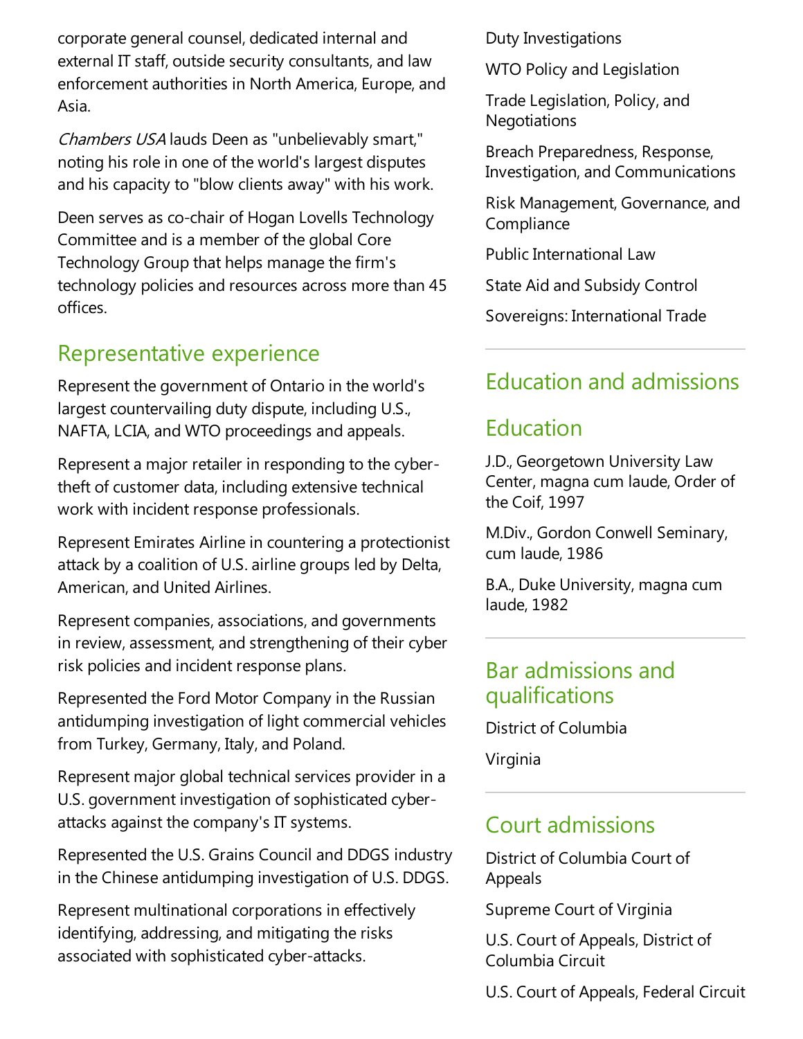corporate general counsel, dedicated internal and external IT staff, outside security consultants, and law enforcement authorities in North America, Europe, and Asia.

*Chambers USA* lauds Deen as "unbelievably smart," noting his role in one of the world's largest disputes and his capacity to "blow clients away" with his work.

Deen serves as co-chair of Hogan Lovells Technology Committee and is a member of the global Core Technology Group that helps manage the firm's technology policies and resources across more than 45 offices.

## Representative experience

Represent the government of Ontario in the world's largest countervailing duty dispute, including U.S., NAFTA, LCIA, and WTO proceedings and appeals.

Represent a major retailer in responding to the cyber-theft of customer data, including extensive technical work with incident response professionals.

Represent Emirates Airline in countering a protectionist attack by a coalition of U.S. airline groups led by Delta, American, and United Airlines.

Represent companies, associations, and governments in review, assessment, and strengthening of their cyber risk policies and incident response plans.

Represented the Ford Motor Company in the Russian antidumping investigation of light commercial vehicles from Turkey, Germany, Italy, and Poland.

Represent major global technical services provider in a U.S. government investigation of sophisticated cyber-attacks against the company's IT systems.

Represented the U.S. Grains Council and DDGS industry in the Chinese antidumping investigation of U.S. DDGS.

Represent multinational corporations in effectively identifying, addressing, and mitigating the risks associated with sophisticated cyber-attacks.

Duty Investigations

WTO Policy and Legislation

Trade Legislation, Policy, and Negotiations

Breach Preparedness, Response, Investigation, and Communications

Risk Management, Governance, and Compliance

Public International Law

State Aid and Subsidy Control

Sovereigns: International Trade

## Education and admissions

## Education

J.D., Georgetown University Law Center, magna cum laude, Order of the Coif, 1997

M.Div., Gordon Conwell Seminary, cum laude, 1986

B.A., Duke University, magna cum laude, 1982

## Bar admissions and qualifications

District of Columbia

Virginia

## Court admissions

District of Columbia Court of Appeals

Supreme Court of Virginia

U.S. Court of Appeals, District of Columbia Circuit

U.S. Court of Appeals, Federal Circuit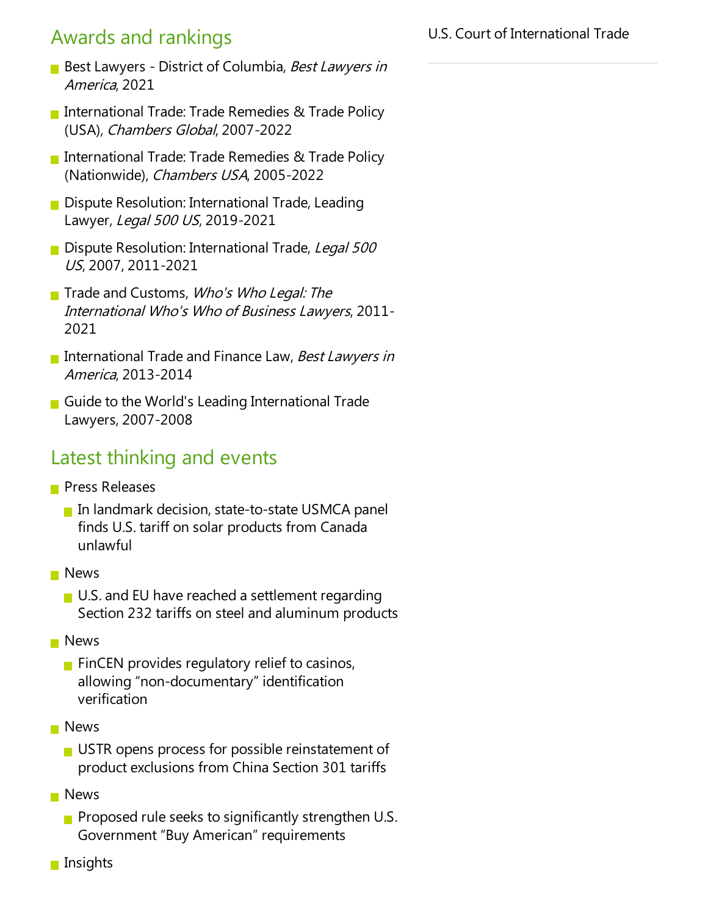## Awards and rankings

- Best Lawyers - District of Columbia, *Best Lawyers in America*, 2021
- International Trade: Trade Remedies & Trade Policy (USA), *Chambers Global*, 2007-2022
- International Trade: Trade Remedies & Trade Policy (Nationwide), *Chambers USA*, 2005-2022
- Dispute Resolution: International Trade, Leading Lawyer, *Legal 500 US*, 2019-2021
- Dispute Resolution: International Trade, *Legal 500 US*, 2007, 2011-2021
- Trade and Customs, *Who's Who Legal: The International Who's Who of Business Lawyers*, 2011-2021
- International Trade and Finance Law, *Best Lawyers in America*, 2013-2014
- Guide to the World's Leading International Trade Lawyers, 2007-2008

## Latest thinking and events

- Press Releases
  - In landmark decision, state-to-state USMCA panel finds U.S. tariff on solar products from Canada unlawful
- News
  - U.S. and EU have reached a settlement regarding Section 232 tariffs on steel and aluminum products
- News
  - FinCEN provides regulatory relief to casinos, allowing "non-documentary" identification verification
- News
  - USTR opens process for possible reinstatement of product exclusions from China Section 301 tariffs
- News
  - Proposed rule seeks to significantly strengthen U.S. Government "Buy American" requirements
- Insights

U.S. Court of International Trade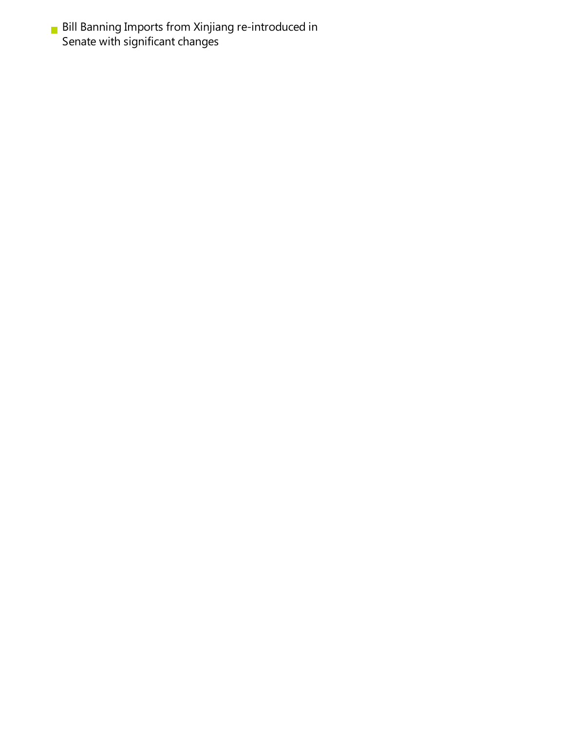- Bill Banning Imports from Xinjiang re-introduced in Senate with significant changes